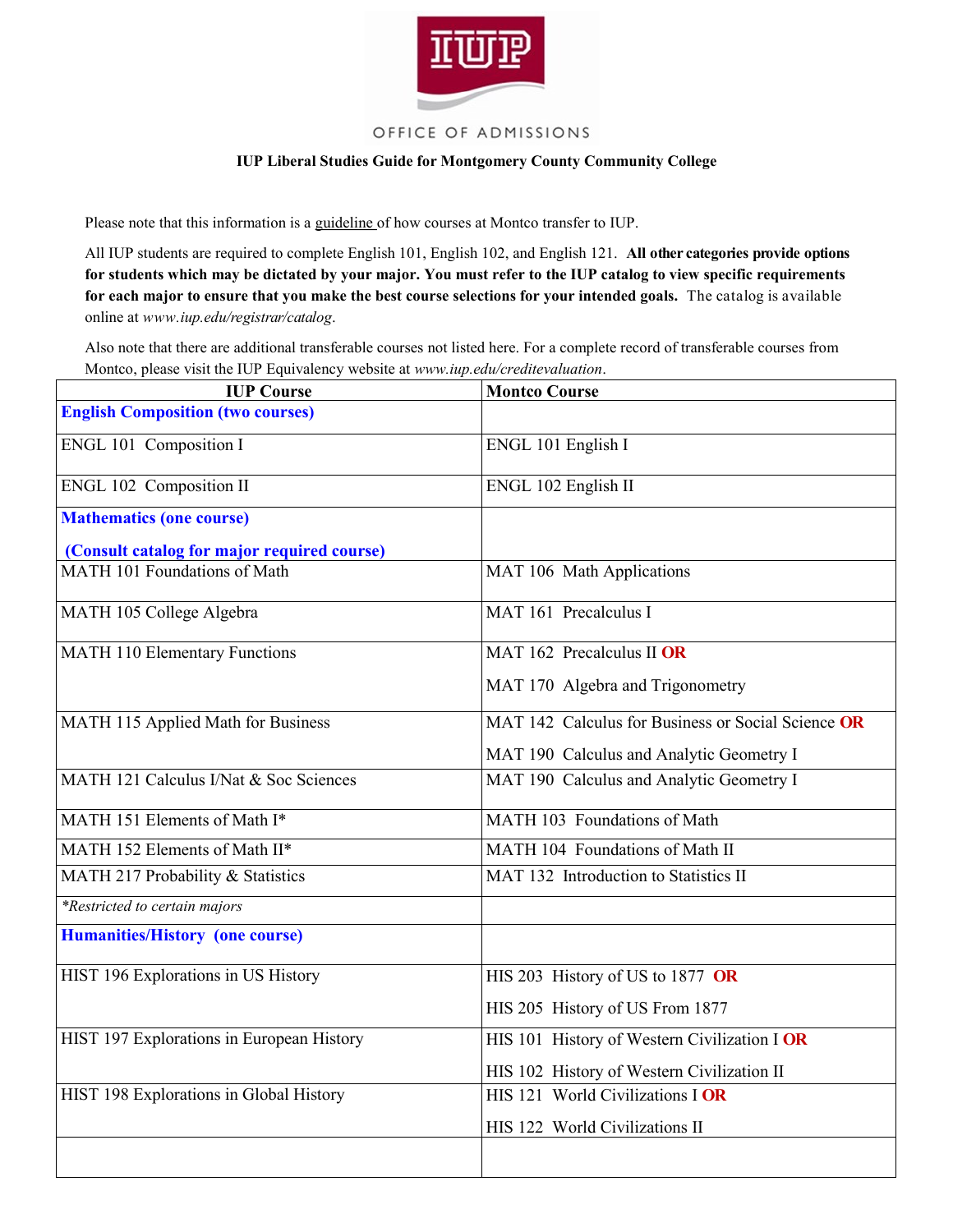OFFICE OF ADMISSIONS

**IUP Liberal Studies Guide for Montgomery County Community College**

Please note that this information is a guideline of how courses at Montco transfer to IUP.

All IUP students are required to complete English 101, English 102, and English 121. **All other categories provide options for students which may be dictated by your major. You must refer to the IUP catalog to view specific requirements for each major to ensure that you make the best course selections for your intended goals.** The catalog is available online at *www.iup.edu/registrar/catalog*.

Also note that there are additional transferable courses not listed here. For a complete record of transferable courses from Montco, please visit the IUP Equivalency website at *www.iup.edu/creditevaluation*.

| IUP Course | Montco Course |
|---|---|
| **English Composition (two courses)** | |
| ENGL 101 Composition I | ENGL 101 English I |
| ENGL 102 Composition II | ENGL 102 English II |
| **Mathematics (one course)**<br>**(Consult catalog for major required course)** | |
| MATH 101 Foundations of Math | MAT 106 Math Applications |
| MATH 105 College Algebra | MAT 161 Precalculus I |
| MATH 110 Elementary Functions | MAT 162 Precalculus II **OR**<br>MAT 170 Algebra and Trigonometry |
| MATH 115 Applied Math for Business | MAT 142 Calculus for Business or Social Science **OR**<br>MAT 190 Calculus and Analytic Geometry I |
| MATH 121 Calculus I/Nat & Soc Sciences | MAT 190 Calculus and Analytic Geometry I |
| MATH 151 Elements of Math I* | MATH 103 Foundations of Math |
| MATH 152 Elements of Math II* | MATH 104 Foundations of Math II |
| MATH 217 Probability & Statistics | MAT 132 Introduction to Statistics II |
| *\*Restricted to certain majors* | |
| **Humanities/History (one course)** | |
| HIST 196 Explorations in US History | HIS 203 History of US to 1877 **OR**<br>HIS 205 History of US From 1877 |
| HIST 197 Explorations in European History | HIS 101 History of Western Civilization I **OR**<br>HIS 102 History of Western Civilization II |
| HIST 198 Explorations in Global History | HIS 121 World Civilizations I **OR**<br>HIS 122 World Civilizations II |
| | |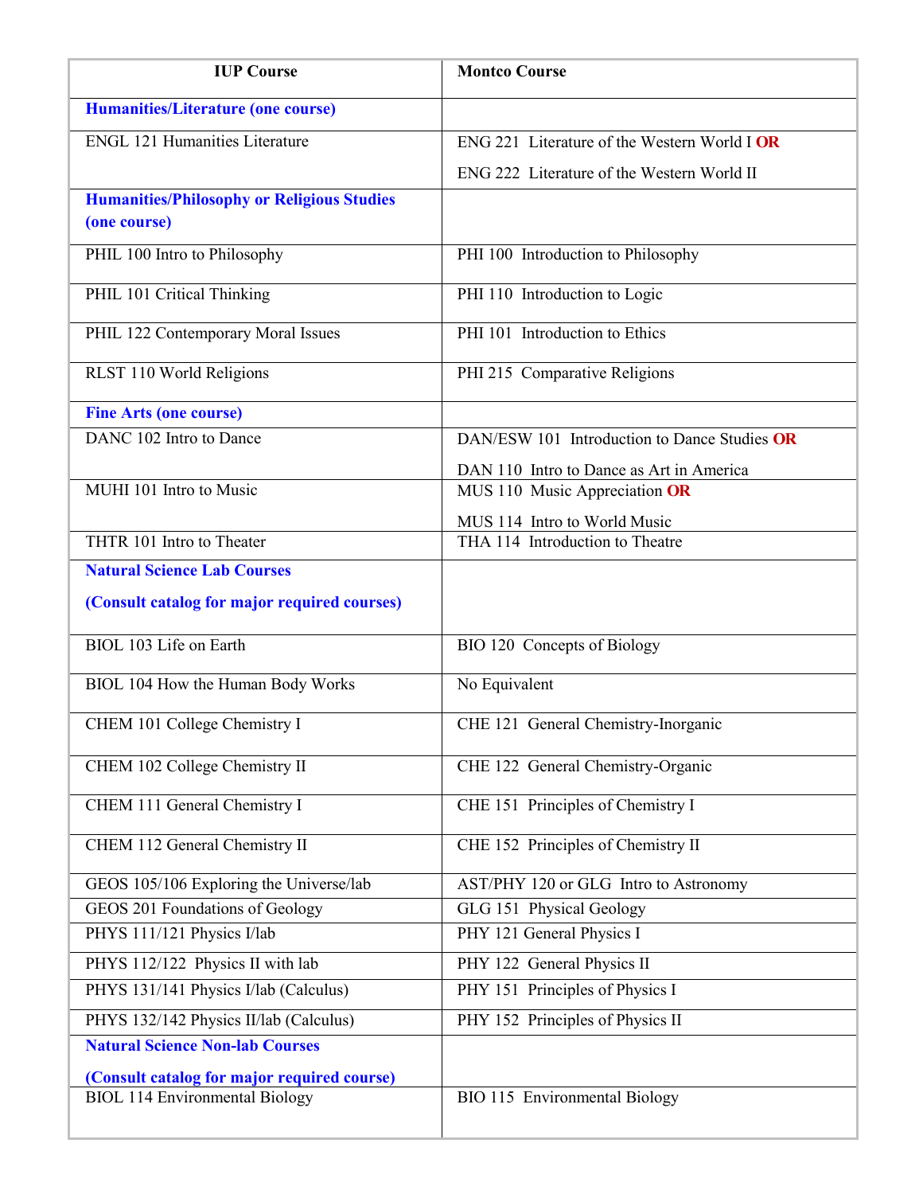| IUP Course | Montco Course |
| --- | --- |
| **Humanities/Literature (one course)** | |
| ENGL 121 Humanities Literature | ENG 221 Literature of the Western World I **OR**<br>ENG 222 Literature of the Western World II |
| **Humanities/Philosophy or Religious Studies (one course)** | |
| PHIL 100 Intro to Philosophy | PHI 100 Introduction to Philosophy |
| PHIL 101 Critical Thinking | PHI 110 Introduction to Logic |
| PHIL 122 Contemporary Moral Issues | PHI 101 Introduction to Ethics |
| RLST 110 World Religions | PHI 215 Comparative Religions |
| **Fine Arts (one course)** | |
| DANC 102 Intro to Dance | DAN/ESW 101 Introduction to Dance Studies **OR**<br>DAN 110 Intro to Dance as Art in America |
| MUHI 101 Intro to Music | MUS 110 Music Appreciation **OR**<br>MUS 114 Intro to World Music |
| THTR 101 Intro to Theater | THA 114 Introduction to Theatre |
| **Natural Science Lab Courses**<br>**(Consult catalog for major required courses)** | |
| BIOL 103 Life on Earth | BIO 120 Concepts of Biology |
| BIOL 104 How the Human Body Works | No Equivalent |
| CHEM 101 College Chemistry I | CHE 121 General Chemistry-Inorganic |
| CHEM 102 College Chemistry II | CHE 122 General Chemistry-Organic |
| CHEM 111 General Chemistry I | CHE 151 Principles of Chemistry I |
| CHEM 112 General Chemistry II | CHE 152 Principles of Chemistry II |
| GEOS 105/106 Exploring the Universe/lab | AST/PHY 120 or GLG Intro to Astronomy |
| GEOS 201 Foundations of Geology | GLG 151 Physical Geology |
| PHYS 111/121 Physics I/lab | PHY 121 General Physics I |
| PHYS 112/122 Physics II with lab | PHY 122 General Physics II |
| PHYS 131/141 Physics I/lab (Calculus) | PHY 151 Principles of Physics I |
| PHYS 132/142 Physics II/lab (Calculus) | PHY 152 Principles of Physics II |
| **Natural Science Non-lab Courses**<br>**(Consult catalog for major required course)** | |
| BIOL 114 Environmental Biology | BIO 115 Environmental Biology |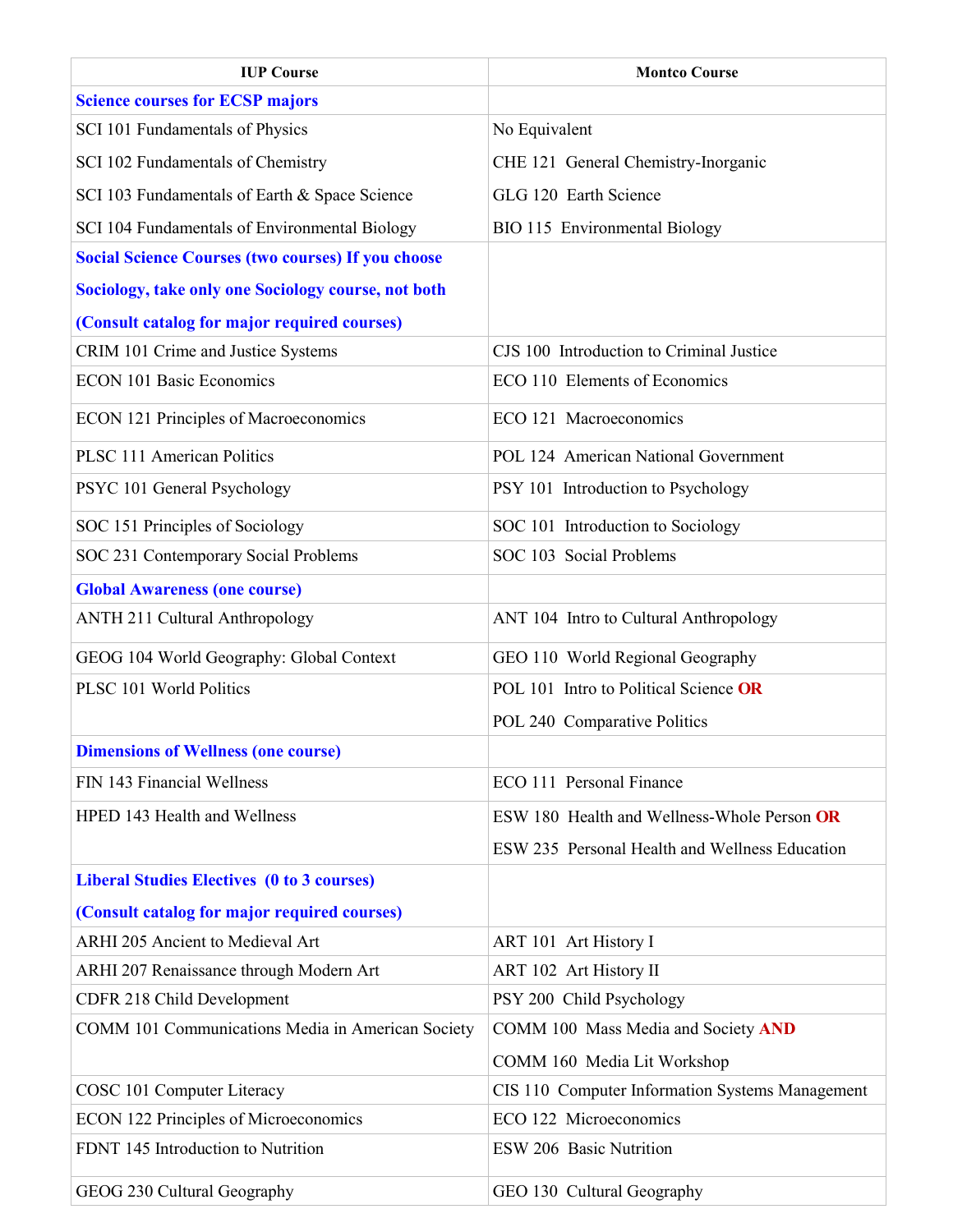| IUP Course | Montco Course |
|---|---|
| **Science courses for ECSP majors** | |
| SCI 101 Fundamentals of Physics | No Equivalent |
| SCI 102 Fundamentals of Chemistry | CHE 121 General Chemistry-Inorganic |
| SCI 103 Fundamentals of Earth & Space Science | GLG 120 Earth Science |
| SCI 104 Fundamentals of Environmental Biology | BIO 115 Environmental Biology |
| **Social Science Courses (two courses) If you choose Sociology, take only one Sociology course, not both (Consult catalog for major required courses)** | |
| CRIM 101 Crime and Justice Systems | CJS 100 Introduction to Criminal Justice |
| ECON 101 Basic Economics | ECO 110 Elements of Economics |
| ECON 121 Principles of Macroeconomics | ECO 121 Macroeconomics |
| PLSC 111 American Politics | POL 124 American National Government |
| PSYC 101 General Psychology | PSY 101 Introduction to Psychology |
| SOC 151 Principles of Sociology | SOC 101 Introduction to Sociology |
| SOC 231 Contemporary Social Problems | SOC 103 Social Problems |
| **Global Awareness (one course)** | |
| ANTH 211 Cultural Anthropology | ANT 104 Intro to Cultural Anthropology |
| GEOG 104 World Geography: Global Context | GEO 110 World Regional Geography |
| PLSC 101 World Politics | POL 101 Intro to Political Science **OR** POL 240 Comparative Politics |
| **Dimensions of Wellness (one course)** | |
| FIN 143 Financial Wellness | ECO 111 Personal Finance |
| HPED 143 Health and Wellness | ESW 180 Health and Wellness-Whole Person **OR** ESW 235 Personal Health and Wellness Education |
| **Liberal Studies Electives (0 to 3 courses) (Consult catalog for major required courses)** | |
| ARHI 205 Ancient to Medieval Art | ART 101 Art History I |
| ARHI 207 Renaissance through Modern Art | ART 102 Art History II |
| CDFR 218 Child Development | PSY 200 Child Psychology |
| COMM 101 Communications Media in American Society | COMM 100 Mass Media and Society **AND** COMM 160 Media Lit Workshop |
| COSC 101 Computer Literacy | CIS 110 Computer Information Systems Management |
| ECON 122 Principles of Microeconomics | ECO 122 Microeconomics |
| FDNT 145 Introduction to Nutrition | ESW 206 Basic Nutrition |
| GEOG 230 Cultural Geography | GEO 130 Cultural Geography |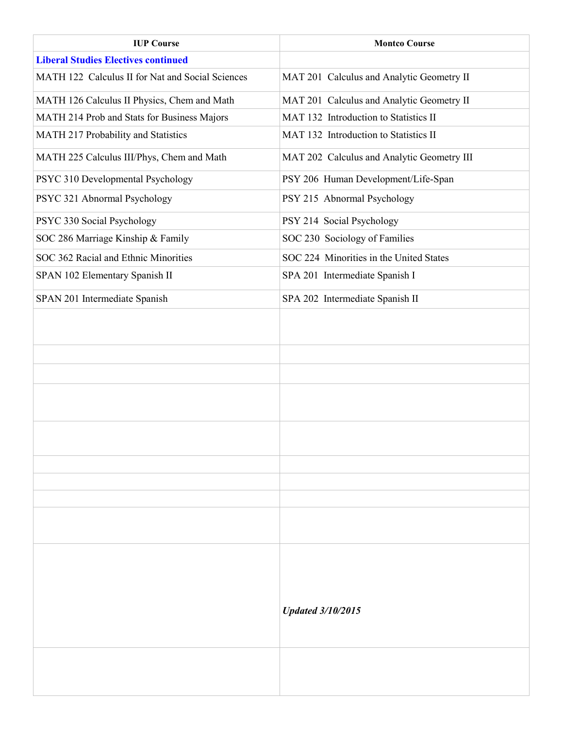| IUP Course | Montco Course |
|---|---|
| **Liberal Studies Electives continued** | |
| MATH 122 Calculus II for Nat and Social Sciences | MAT 201 Calculus and Analytic Geometry II |
| MATH 126 Calculus II Physics, Chem and Math | MAT 201 Calculus and Analytic Geometry II |
| MATH 214 Prob and Stats for Business Majors | MAT 132 Introduction to Statistics II |
| MATH 217 Probability and Statistics | MAT 132 Introduction to Statistics II |
| MATH 225 Calculus III/Phys, Chem and Math | MAT 202 Calculus and Analytic Geometry III |
| PSYC 310 Developmental Psychology | PSY 206 Human Development/Life-Span |
| PSYC 321 Abnormal Psychology | PSY 215 Abnormal Psychology |
| PSYC 330 Social Psychology | PSY 214 Social Psychology |
| SOC 286 Marriage Kinship & Family | SOC 230 Sociology of Families |
| SOC 362 Racial and Ethnic Minorities | SOC 224 Minorities in the United States |
| SPAN 102 Elementary Spanish II | SPA 201 Intermediate Spanish I |
| SPAN 201 Intermediate Spanish | SPA 202 Intermediate Spanish II |
| | |
| | |
| | |
| | |
| | |
| | |
| | |
| | |
| | |
| | ***Updated 3/10/2015*** |
| | |